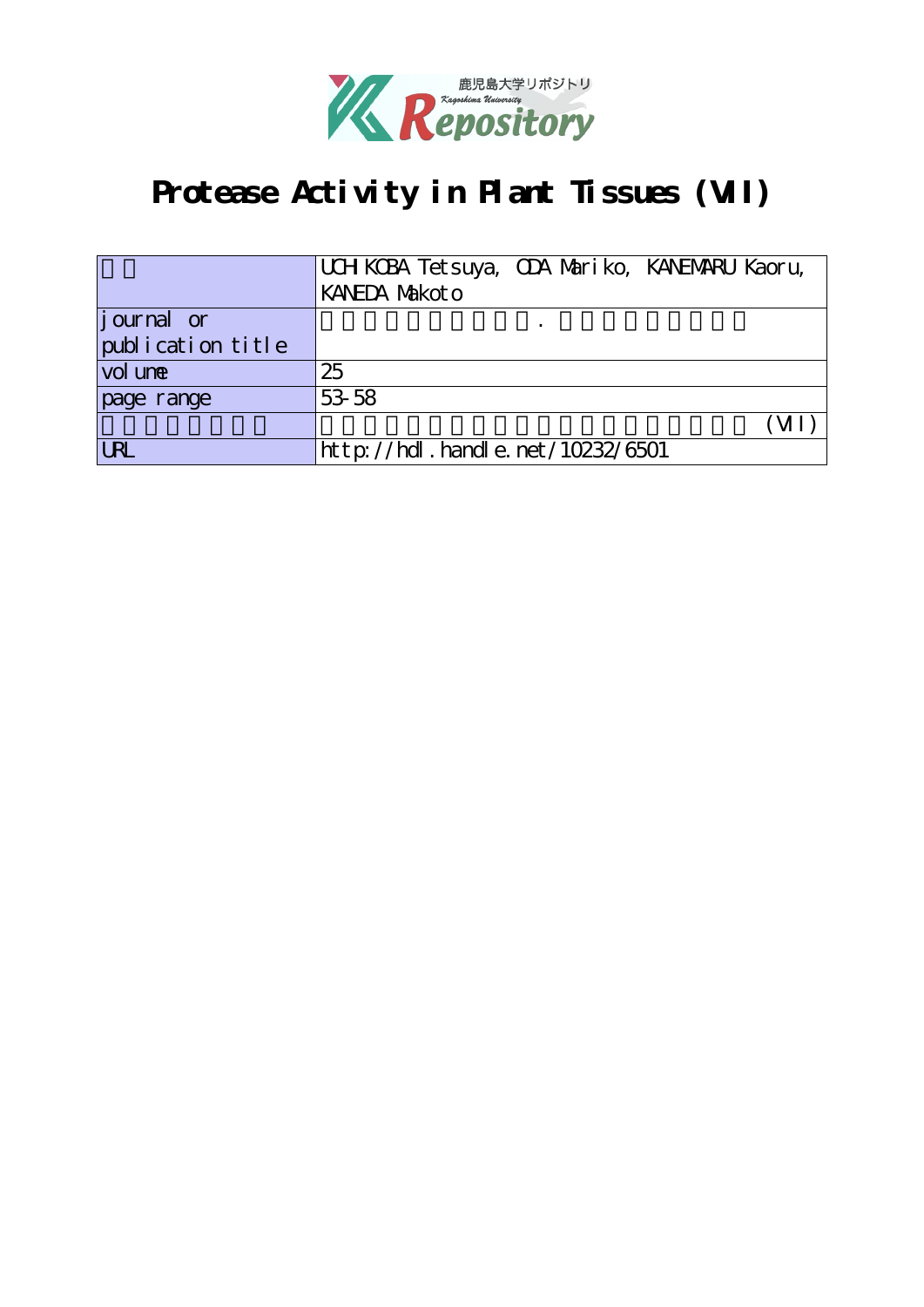# Protease Activity in Plant Tissues (VII)

| 著者 | UCHIKOBA Tetsuya, ODA Mariko, KANEMARU Kaoru, KANEDA Makoto |
|---|---|
| journal or publication title | 鹿児島大学理学部紀要. 数学・物理学・化学 |
| volume | 25 |
| page range | 53-58 |
| 別言語のタイトル | 植物組織中のプロテアーゼ活性について(VII) |
| URL | http://hdl.handle.net/10232/6501 |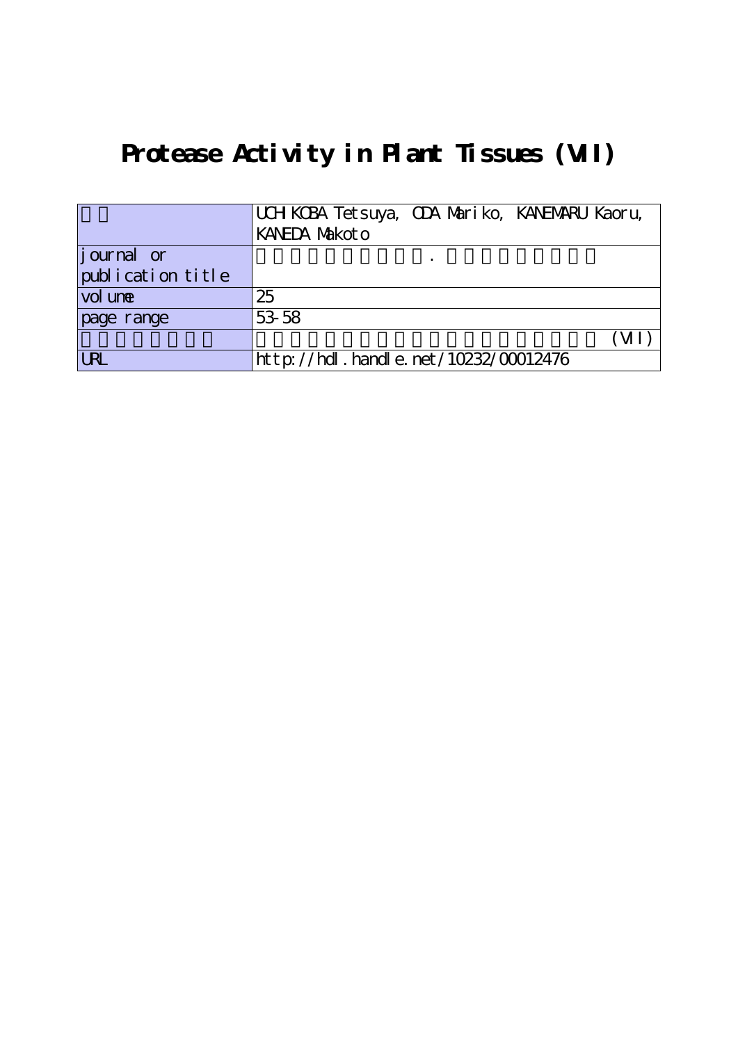# Protease Activity in Plant Tissues (VII)

| | |
|---|---|
| | UCHIKOBA Tetsuya, ODA Mariko, KANEMARU Kaoru, KANEDA Makoto |
| journal or publication title | . |
| volume | 25 |
| page range | 53-58 |
| | (VII) |
| URL | http://hdl.handle.net/10232/00012476 |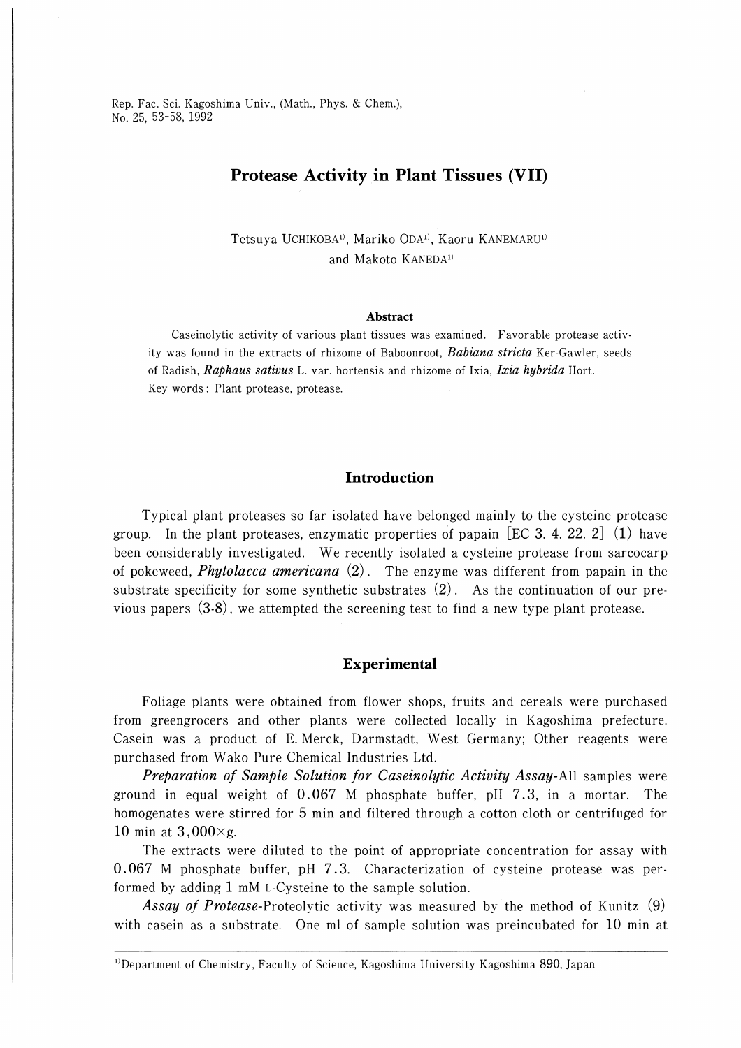Rep. Fac. Sci. Kagoshima Univ., (Math., Phys. & Chem.),
No. 25, 53-58, 1992

# Protease Activity in Plant Tissues (VII)

Tetsuya UCHIKOBA[1], Mariko ODA[1], Kaoru KANEMARU[1] and Makoto KANEDA[1]

**Abstract**

Caseinolytic activity of various plant tissues was examined. Favorable protease activity was found in the extracts of rhizome of Baboonroot, ***Babiana stricta*** Ker-Gawler, seeds of Radish, ***Raphaus sativus*** L. var. hortensis and rhizome of Ixia, ***Ixia hybrida*** Hort.

Key words: Plant protease, protease.

## Introduction

Typical plant proteases so far isolated have belonged mainly to the cysteine protease group. In the plant proteases, enzymatic properties of papain [EC 3. 4. 22. 2] (1) have been considerably investigated. We recently isolated a cysteine protease from sarcocarp of pokeweed, ***Phytolacca americana*** (2). The enzyme was different from papain in the substrate specificity for some synthetic substrates (2). As the continuation of our previous papers (3-8), we attempted the screening test to find a new type plant protease.

## Experimental

Foliage plants were obtained from flower shops, fruits and cereals were purchased from greengrocers and other plants were collected locally in Kagoshima prefecture. Casein was a product of E. Merck, Darmstadt, West Germany; Other reagents were purchased from Wako Pure Chemical Industries Ltd.

*Preparation of Sample Solution for Caseinolytic Activity Assay*-All samples were ground in equal weight of 0.067 M phosphate buffer, pH 7.3, in a mortar. The homogenates were stirred for 5 min and filtered through a cotton cloth or centrifuged for 10 min at 3,000×g.

The extracts were diluted to the point of appropriate concentration for assay with 0.067 M phosphate buffer, pH 7.3. Characterization of cysteine protease was performed by adding 1 mM L-Cysteine to the sample solution.

*Assay of Protease*-Proteolytic activity was measured by the method of Kunitz (9) with casein as a substrate. One ml of sample solution was preincubated for 10 min at

[1]Department of Chemistry, Faculty of Science, Kagoshima University Kagoshima 890, Japan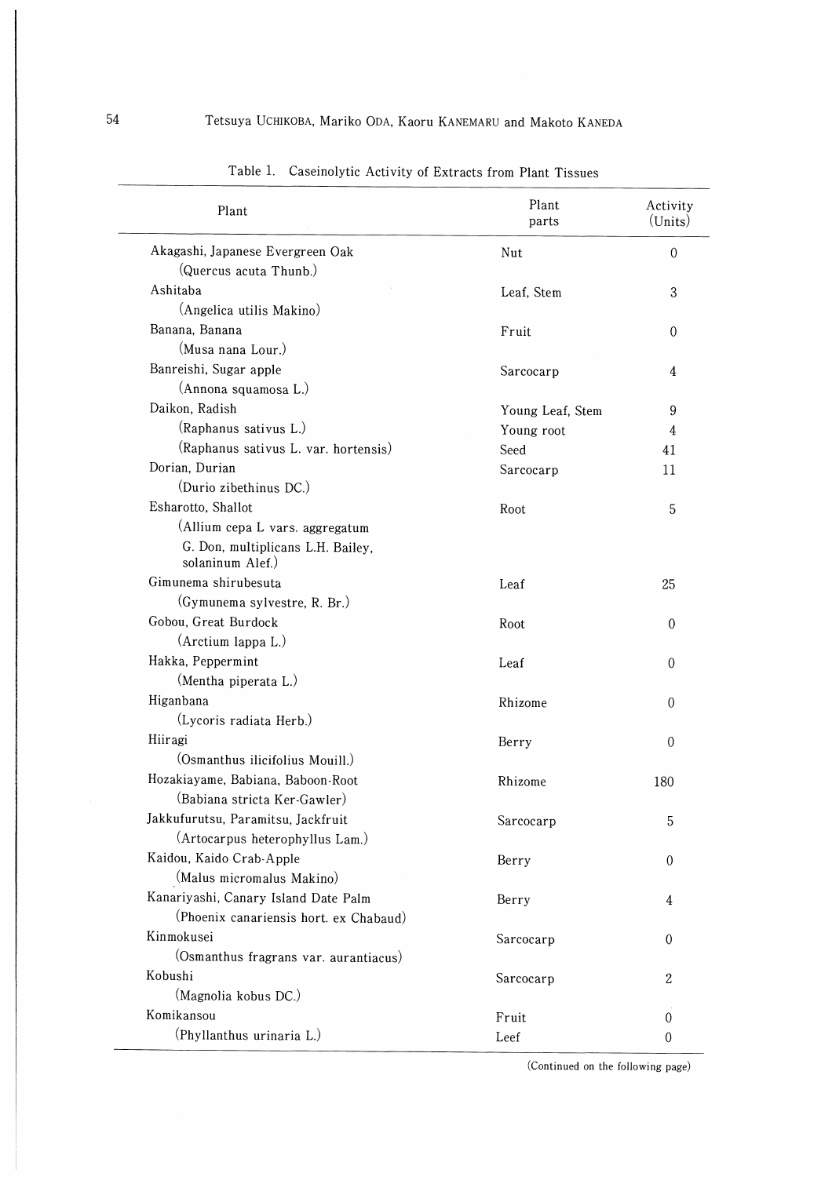Table 1. Caseinolytic Activity of Extracts from Plant Tissues

| Plant | Plant parts | Activity (Units) |
|---|---|---|
| Akagashi, Japanese Evergreen Oak (Quercus acuta Thunb.) | Nut | 0 |
| Ashitaba (Angelica utilis Makino) | Leaf, Stem | 3 |
| Banana, Banana (Musa nana Lour.) | Fruit | 0 |
| Banreishi, Sugar apple (Annona squamosa L.) | Sarcocarp | 4 |
| Daikon, Radish (Raphanus sativus L.) | Young Leaf, Stem | 9 |
| | Young root | 4 |
| (Raphanus sativus L. var. hortensis) | Seed | 41 |
| Dorian, Durian (Durio zibethinus DC.) | Sarcocarp | 11 |
| Esharotto, Shallot (Allium cepa L vars. aggregatum G. Don, multiplicans L.H. Bailey, solaninum Alef.) | Root | 5 |
| Gimunema shirubesuta (Gymunema sylvestre, R. Br.) | Leaf | 25 |
| Gobou, Great Burdock (Arctium lappa L.) | Root | 0 |
| Hakka, Peppermint (Mentha piperata L.) | Leaf | 0 |
| Higanbana (Lycoris radiata Herb.) | Rhizome | 0 |
| Hiiragi (Osmanthus ilicifolius Mouill.) | Berry | 0 |
| Hozakiayame, Babiana, Baboon-Root (Babiana stricta Ker-Gawler) | Rhizome | 180 |
| Jakkufurutsu, Paramitsu, Jackfruit (Artocarpus heterophyllus Lam.) | Sarcocarp | 5 |
| Kaidou, Kaido Crab-Apple (Malus micromalus Makino) | Berry | 0 |
| Kanariyashi, Canary Island Date Palm (Phoenix canariensis hort. ex Chabaud) | Berry | 4 |
| Kinmokusei (Osmanthus fragrans var. aurantiacus) | Sarcocarp | 0 |
| Kobushi (Magnolia kobus DC.) | Sarcocarp | 2 |
| Komikansou (Phyllanthus urinaria L.) | Fruit | 0 |
| | Leef | 0 |

(Continued on the following page)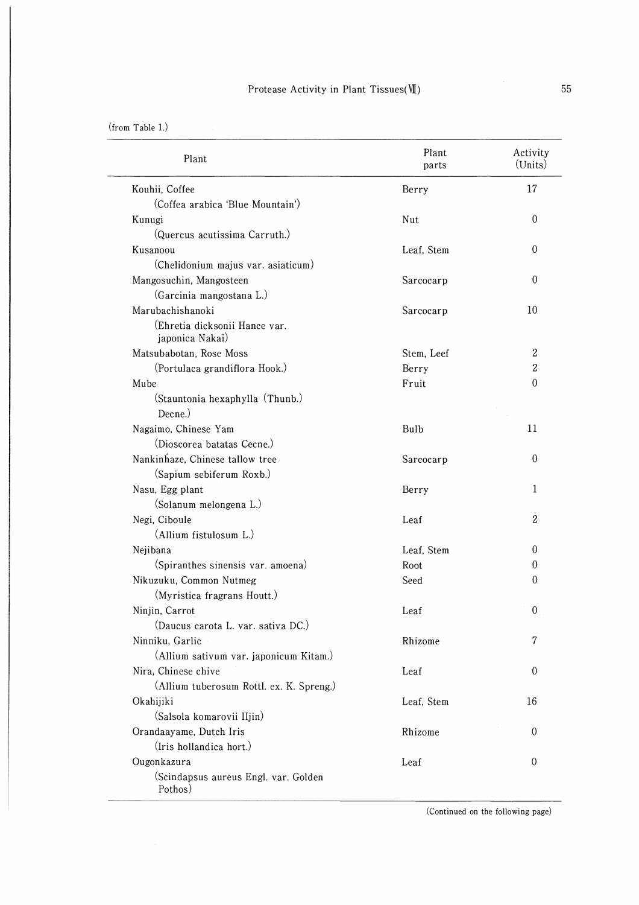(from Table 1.)

| Plant | Plant parts | Activity (Units) |
|---|---|---|
| Kouhii, Coffee (Coffea arabica 'Blue Mountain') | Berry | 17 |
| Kunugi (Quercus acutissima Carruth.) | Nut | 0 |
| Kusanoou (Chelidonium majus var. asiaticum) | Leaf, Stem | 0 |
| Mangosuchin, Mangosteen (Garcinia mangostana L.) | Sarcocarp | 0 |
| Marubachishanoki (Ehretia dicksonii Hance var. japonica Nakai) | Sarcocarp | 10 |
| Matsubabotan, Rose Moss | Stem, Leef | 2 |
| (Portulaca grandiflora Hook.) | Berry | 2 |
| Mube (Stauntonia hexaphylla (Thunb.) Decne.) | Fruit | 0 |
| Nagaimo, Chinese Yam (Dioscorea batatas Cecne.) | Bulb | 11 |
| Nankinhaze, Chinese tallow tree (Sapium sebiferum Roxb.) | Sarcocarp | 0 |
| Nasu, Egg plant (Solanum melongena L.) | Berry | 1 |
| Negi, Ciboule (Allium fistulosum L.) | Leaf | 2 |
| Nejibana | Leaf, Stem | 0 |
| (Spiranthes sinensis var. amoena) | Root | 0 |
| Nikuzuku, Common Nutmeg (Myristica fragrans Houtt.) | Seed | 0 |
| Ninjin, Carrot (Daucus carota L. var. sativa DC.) | Leaf | 0 |
| Ninniku, Garlic (Allium sativum var. japonicum Kitam.) | Rhizome | 7 |
| Nira, Chinese chive (Allium tuberosum Rottl. ex. K. Spreng.) | Leaf | 0 |
| Okahijiki (Salsola komarovii Iljin) | Leaf, Stem | 16 |
| Orandaayame, Dutch Iris (Iris hollandica hort.) | Rhizome | 0 |
| Ougonkazura (Scindapsus aureus Engl. var. Golden Pothos) | Leaf | 0 |

(Continued on the following page)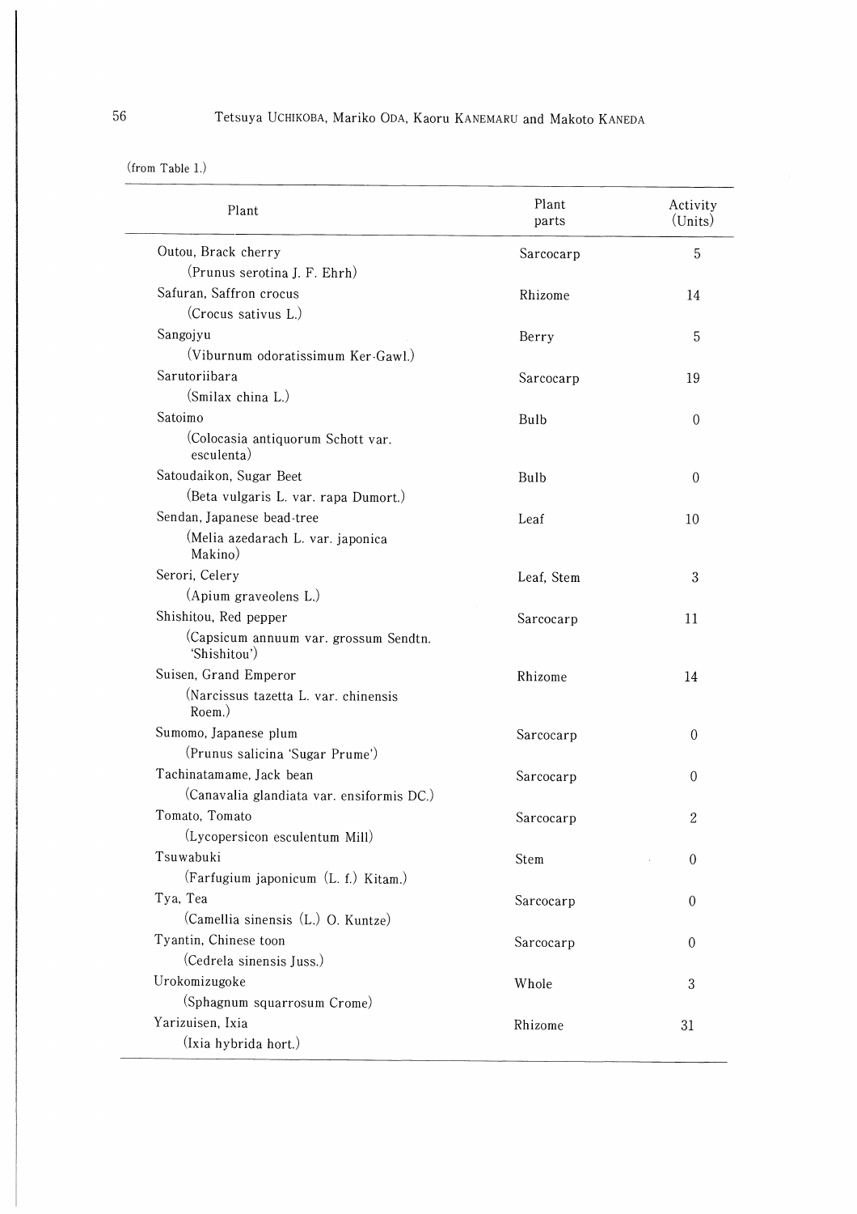(from Table 1.)

| Plant | Plant parts | Activity (Units) |
|---|---|---|
| Outou, Brack cherry (Prunus serotina J. F. Ehrh) | Sarcocarp | 5 |
| Safuran, Saffron crocus (Crocus sativus L.) | Rhizome | 14 |
| Sangojyu (Viburnum odoratissimum Ker-Gawl.) | Berry | 5 |
| Sarutoriibara (Smilax china L.) | Sarcocarp | 19 |
| Satoimo (Colocasia antiquorum Schott var. esculenta) | Bulb | 0 |
| Satoudaikon, Sugar Beet (Beta vulgaris L. var. rapa Dumort.) | Bulb | 0 |
| Sendan, Japanese bead-tree (Melia azedarach L. var. japonica Makino) | Leaf | 10 |
| Serori, Celery (Apium graveolens L.) | Leaf, Stem | 3 |
| Shishitou, Red pepper (Capsicum annuum var. grossum Sendtn. 'Shishitou') | Sarcocarp | 11 |
| Suisen, Grand Emperor (Narcissus tazetta L. var. chinensis Roem.) | Rhizome | 14 |
| Sumomo, Japanese plum (Prunus salicina 'Sugar Prume') | Sarcocarp | 0 |
| Tachinatamame, Jack bean (Canavalia glandiata var. ensiformis DC.) | Sarcocarp | 0 |
| Tomato, Tomato (Lycopersicon esculentum Mill) | Sarcocarp | 2 |
| Tsuwabuki (Farfugium japonicum (L. f.) Kitam.) | Stem | 0 |
| Tya, Tea (Camellia sinensis (L.) O. Kuntze) | Sarcocarp | 0 |
| Tyantin, Chinese toon (Cedrela sinensis Juss.) | Sarcocarp | 0 |
| Urokomizugoke (Sphagnum squarrosum Crome) | Whole | 3 |
| Yarizuisen, Ixia (Ixia hybrida hort.) | Rhizome | 31 |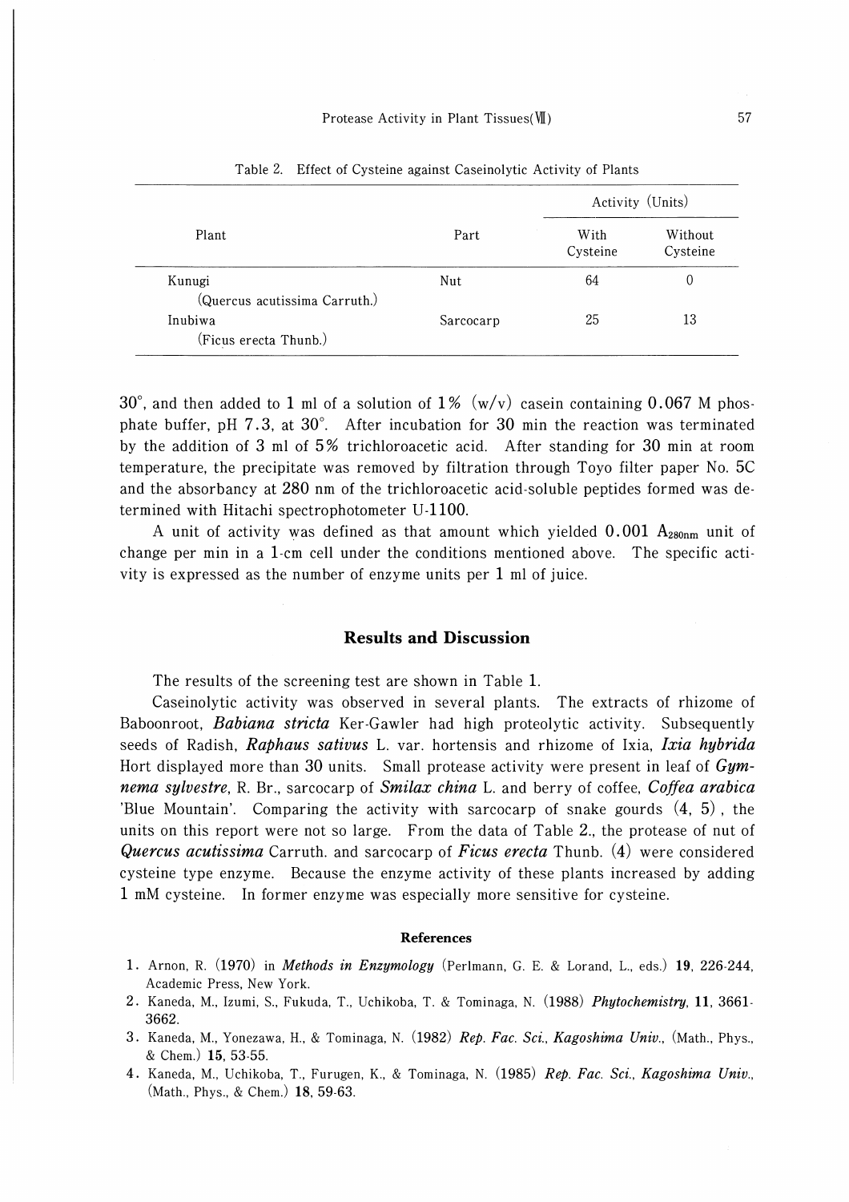Table 2. Effect of Cysteine against Caseinolytic Activity of Plants

| Plant | Part | Activity (Units) | |
|---|---|---|---|
| | | With Cysteine | Without Cysteine |
| Kunugi (Quercus acutissima Carruth.) | Nut | 64 | 0 |
| Inubiwa (Ficus erecta Thunb.) | Sarcocarp | 25 | 13 |

30°, and then added to 1 ml of a solution of 1% (w/v) casein containing 0.067 M phosphate buffer, pH 7.3, at 30°. After incubation for 30 min the reaction was terminated by the addition of 3 ml of 5% trichloroacetic acid. After standing for 30 min at room temperature, the precipitate was removed by filtration through Toyo filter paper No. 5C and the absorbancy at 280 nm of the trichloroacetic acid-soluble peptides formed was determined with Hitachi spectrophotometer U-1100.

A unit of activity was defined as that amount which yielded 0.001 $A_{280nm}$ unit of change per min in a 1-cm cell under the conditions mentioned above. The specific activity is expressed as the number of enzyme units per 1 ml of juice.

## Results and Discussion

The results of the screening test are shown in Table 1.

Caseinolytic activity was observed in several plants. The extracts of rhizome of Baboonroot, ***Babiana stricta*** Ker-Gawler had high proteolytic activity. Subsequently seeds of Radish, ***Raphaus sativus*** L. var. hortensis and rhizome of Ixia, ***Ixia hybrida*** Hort displayed more than 30 units. Small protease activity were present in leaf of ***Gymnema sylvestre***, R. Br., sarcocarp of ***Smilax china*** L. and berry of coffee, ***Coffea arabica*** 'Blue Mountain'. Comparing the activity with sarcocarp of snake gourds (4, 5), the units on this report were not so large. From the data of Table 2., the protease of nut of ***Quercus acutissima*** Carruth. and sarcocarp of ***Ficus erecta*** Thunb. (4) were considered cysteine type enzyme. Because the enzyme activity of these plants increased by adding 1 mM cysteine. In former enzyme was especially more sensitive for cysteine.

### References

1. Arnon, R. (1970) in *Methods in Enzymology* (Perlmann, G. E. & Lorand, L., eds.) **19**, 226-244, Academic Press, New York.
2. Kaneda, M., Izumi, S., Fukuda, T., Uchikoba, T. & Tominaga, N. (1988) *Phytochemistry*, **11**, 3661-3662.
3. Kaneda, M., Yonezawa, H., & Tominaga, N. (1982) *Rep. Fac. Sci., Kagoshima Univ.*, (Math., Phys., & Chem.) **15**, 53-55.
4. Kaneda, M., Uchikoba, T., Furugen, K., & Tominaga, N. (1985) *Rep. Fac. Sci., Kagoshima Univ.*, (Math., Phys., & Chem.) **18**, 59-63.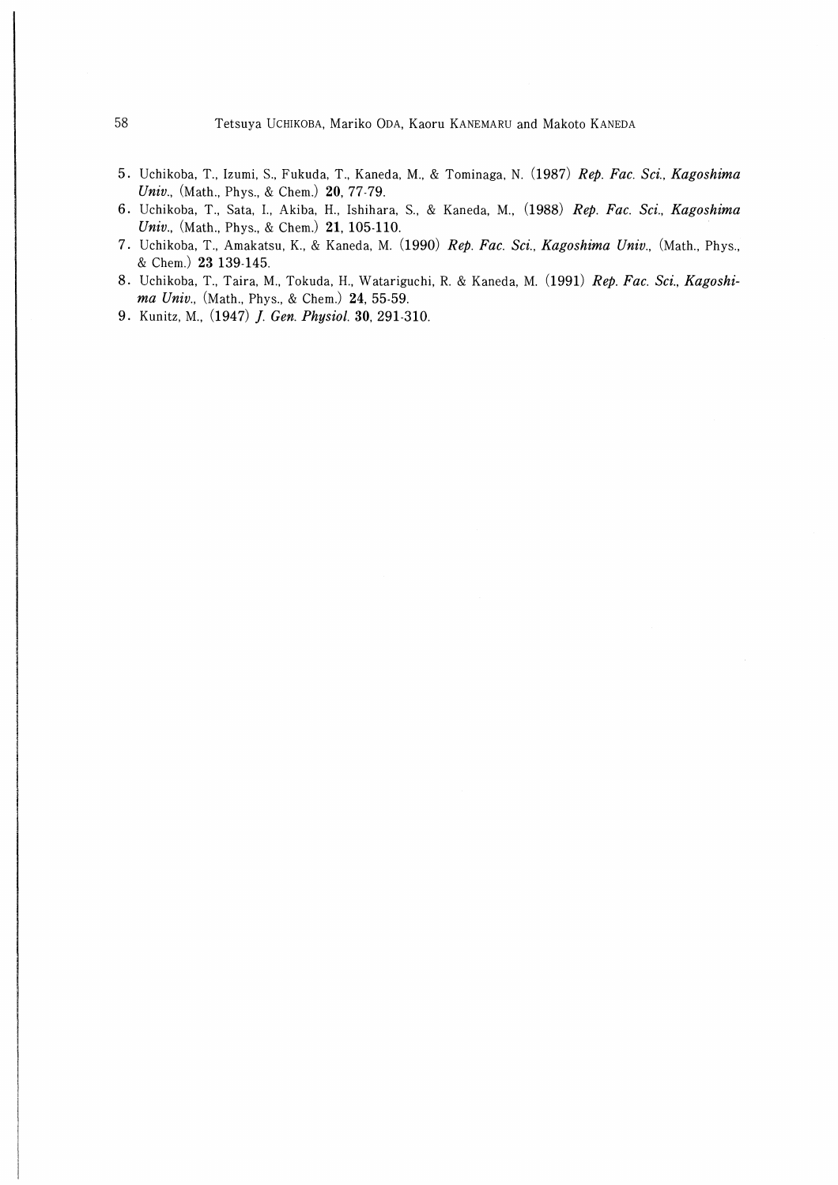5. Uchikoba, T., Izumi, S., Fukuda, T., Kaneda, M., & Tominaga, N. (1987) ***Rep. Fac. Sci., Kagoshima Univ.***, (Math., Phys., & Chem.) **20**, 77-79.
6. Uchikoba, T., Sata, I., Akiba, H., Ishihara, S., & Kaneda, M., (1988) ***Rep. Fac. Sci., Kagoshima Univ.***, (Math., Phys., & Chem.) **21**, 105-110.
7. Uchikoba, T., Amakatsu, K., & Kaneda, M. (1990) ***Rep. Fac. Sci., Kagoshima Univ.***, (Math., Phys., & Chem.) **23** 139-145.
8. Uchikoba, T., Taira, M., Tokuda, H., Watariguchi, R. & Kaneda, M. (1991) ***Rep. Fac. Sci., Kagoshima Univ.***, (Math., Phys., & Chem.) **24**, 55-59.
9. Kunitz, M., (1947) *J. Gen. Physiol.* **30**, 291-310.